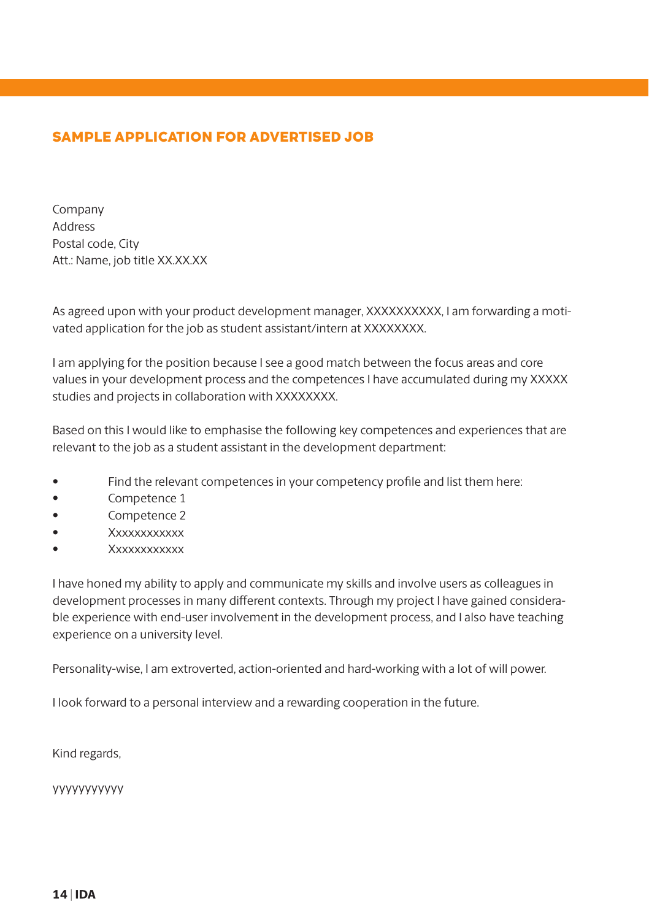## SAMPLE APPLICATION FOR ADVERTISED JOB

Company
Address
Postal code, City
Att.: Name, job title XX.XX.XX

As agreed upon with your product development manager, XXXXXXXXXX, I am forwarding a motivated application for the job as student assistant/intern at XXXXXXXX.

I am applying for the position because I see a good match between the focus areas and core values in your development process and the competences I have accumulated during my XXXXX studies and projects in collaboration with XXXXXXXX.

Based on this I would like to emphasise the following key competences and experiences that are relevant to the job as a student assistant in the development department:

- Find the relevant competences in your competency profile and list them here:
- Competence 1
- Competence 2
- Xxxxxxxxxxxx
- Xxxxxxxxxxxx

I have honed my ability to apply and communicate my skills and involve users as colleagues in development processes in many different contexts. Through my project I have gained considerable experience with end-user involvement in the development process, and I also have teaching experience on a university level.

Personality-wise, I am extroverted, action-oriented and hard-working with a lot of will power.

I look forward to a personal interview and a rewarding cooperation in the future.

Kind regards,

yyyyyyyyyyy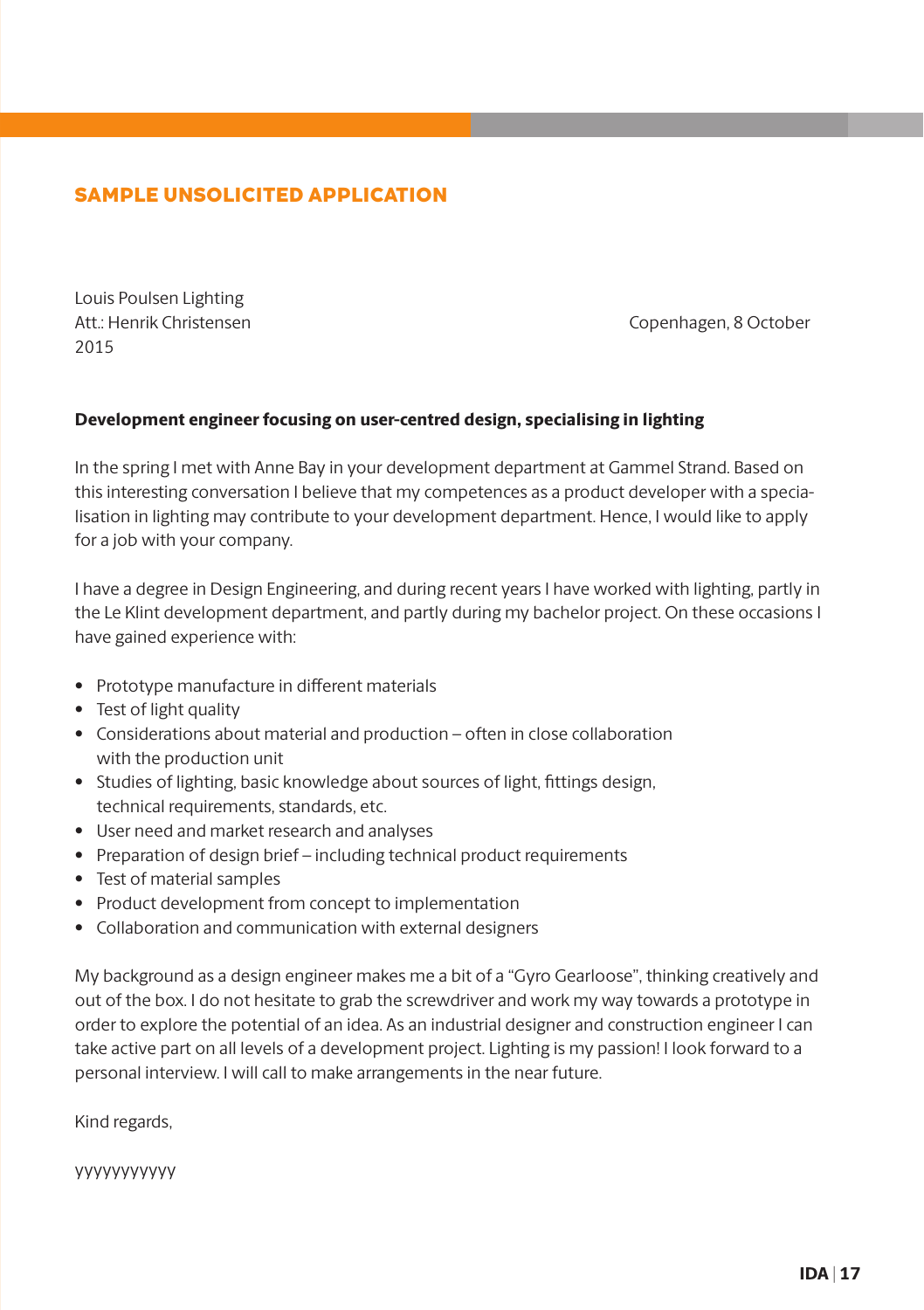## SAMPLE UNSOLICITED APPLICATION

Louis Poulsen Lighting
Att.: Henrik Christensen

Copenhagen, 8 October 2015

**Development engineer focusing on user-centred design, specialising in lighting**

In the spring I met with Anne Bay in your development department at Gammel Strand. Based on this interesting conversation I believe that my competences as a product developer with a specialisation in lighting may contribute to your development department. Hence, I would like to apply for a job with your company.

I have a degree in Design Engineering, and during recent years I have worked with lighting, partly in the Le Klint development department, and partly during my bachelor project. On these occasions I have gained experience with:

- Prototype manufacture in different materials
- Test of light quality
- Considerations about material and production – often in close collaboration with the production unit
- Studies of lighting, basic knowledge about sources of light, fittings design, technical requirements, standards, etc.
- User need and market research and analyses
- Preparation of design brief – including technical product requirements
- Test of material samples
- Product development from concept to implementation
- Collaboration and communication with external designers

My background as a design engineer makes me a bit of a "Gyro Gearloose", thinking creatively and out of the box. I do not hesitate to grab the screwdriver and work my way towards a prototype in order to explore the potential of an idea. As an industrial designer and construction engineer I can take active part on all levels of a development project. Lighting is my passion! I look forward to a personal interview. I will call to make arrangements in the near future.

Kind regards,

yyyyyyyyyyy